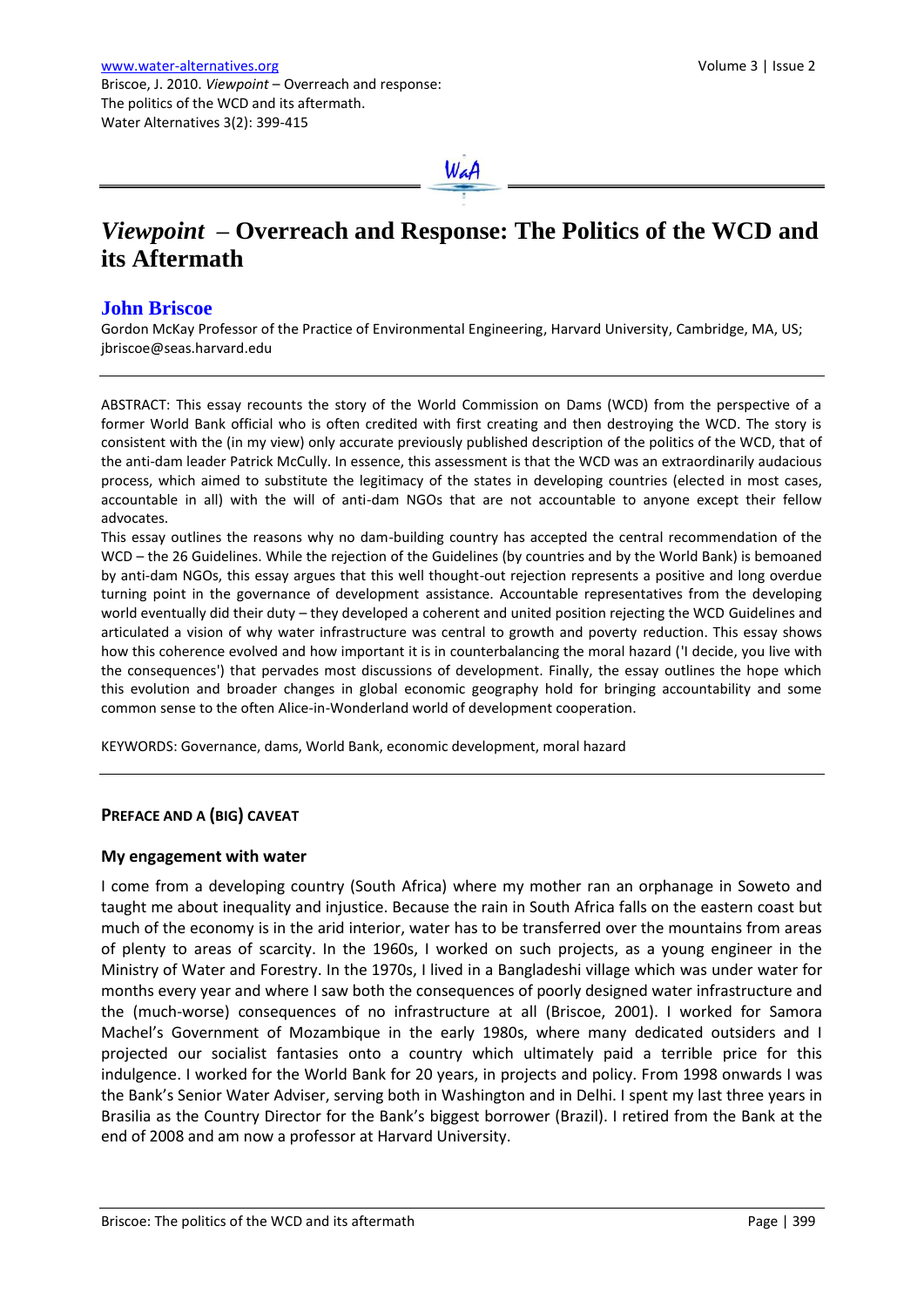# *Viewpoint* – Overreach and Response: The Politics of the WCD and its Aftermath

## John Briscoe

Gordon McKay Professor of the Practice of Environmental Engineering, Harvard University, Cambridge, MA, US; jbriscoe@seas.harvard.edu

---

ABSTRACT: This essay recounts the story of the World Commission on Dams (WCD) from the perspective of a former World Bank official who is often credited with first creating and then destroying the WCD. The story is consistent with the (in my view) only accurate previously published description of the politics of the WCD, that of the anti-dam leader Patrick McCully. In essence, this assessment is that the WCD was an extraordinarily audacious process, which aimed to substitute the legitimacy of the states in developing countries (elected in most cases, accountable in all) with the will of anti-dam NGOs that are not accountable to anyone except their fellow advocates.

This essay outlines the reasons why no dam-building country has accepted the central recommendation of the WCD – the 26 Guidelines. While the rejection of the Guidelines (by countries and by the World Bank) is bemoaned by anti-dam NGOs, this essay argues that this well thought-out rejection represents a positive and long overdue turning point in the governance of development assistance. Accountable representatives from the developing world eventually did their duty – they developed a coherent and united position rejecting the WCD Guidelines and articulated a vision of why water infrastructure was central to growth and poverty reduction. This essay shows how this coherence evolved and how important it is in counterbalancing the moral hazard ('I decide, you live with the consequences') that pervades most discussions of development. Finally, the essay outlines the hope which this evolution and broader changes in global economic geography hold for bringing accountability and some common sense to the often Alice-in-Wonderland world of development cooperation.

KEYWORDS: Governance, dams, World Bank, economic development, moral hazard

---

## PREFACE AND A (BIG) CAVEAT

### My engagement with water

I come from a developing country (South Africa) where my mother ran an orphanage in Soweto and taught me about inequality and injustice. Because the rain in South Africa falls on the eastern coast but much of the economy is in the arid interior, water has to be transferred over the mountains from areas of plenty to areas of scarcity. In the 1960s, I worked on such projects, as a young engineer in the Ministry of Water and Forestry. In the 1970s, I lived in a Bangladeshi village which was under water for months every year and where I saw both the consequences of poorly designed water infrastructure and the (much-worse) consequences of no infrastructure at all (Briscoe, 2001). I worked for Samora Machel's Government of Mozambique in the early 1980s, where many dedicated outsiders and I projected our socialist fantasies onto a country which ultimately paid a terrible price for this indulgence. I worked for the World Bank for 20 years, in projects and policy. From 1998 onwards I was the Bank's Senior Water Adviser, serving both in Washington and in Delhi. I spent my last three years in Brasilia as the Country Director for the Bank's biggest borrower (Brazil). I retired from the Bank at the end of 2008 and am now a professor at Harvard University.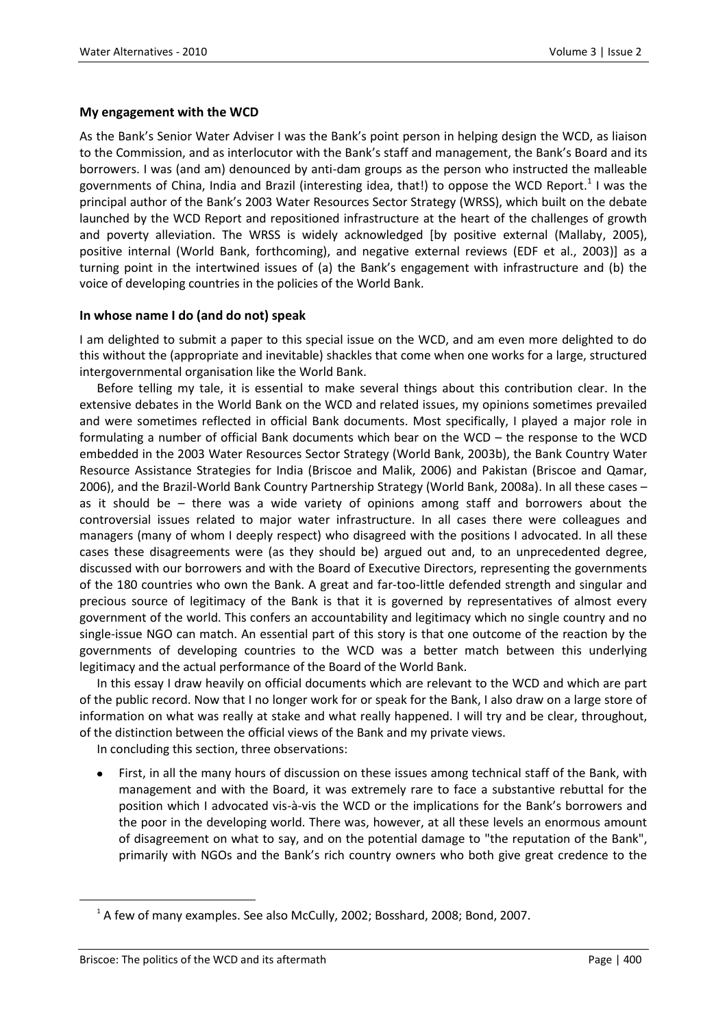## My engagement with the WCD

As the Bank's Senior Water Adviser I was the Bank's point person in helping design the WCD, as liaison to the Commission, and as interlocutor with the Bank's staff and management, the Bank's Board and its borrowers. I was (and am) denounced by anti-dam groups as the person who instructed the malleable governments of China, India and Brazil (interesting idea, that!) to oppose the WCD Report.[1] I was the principal author of the Bank's 2003 Water Resources Sector Strategy (WRSS), which built on the debate launched by the WCD Report and repositioned infrastructure at the heart of the challenges of growth and poverty alleviation. The WRSS is widely acknowledged [by positive external (Mallaby, 2005), positive internal (World Bank, forthcoming), and negative external reviews (EDF et al., 2003)] as a turning point in the intertwined issues of (a) the Bank's engagement with infrastructure and (b) the voice of developing countries in the policies of the World Bank.

## In whose name I do (and do not) speak

I am delighted to submit a paper to this special issue on the WCD, and am even more delighted to do this without the (appropriate and inevitable) shackles that come when one works for a large, structured intergovernmental organisation like the World Bank.

Before telling my tale, it is essential to make several things about this contribution clear. In the extensive debates in the World Bank on the WCD and related issues, my opinions sometimes prevailed and were sometimes reflected in official Bank documents. Most specifically, I played a major role in formulating a number of official Bank documents which bear on the WCD – the response to the WCD embedded in the 2003 Water Resources Sector Strategy (World Bank, 2003b), the Bank Country Water Resource Assistance Strategies for India (Briscoe and Malik, 2006) and Pakistan (Briscoe and Qamar, 2006), and the Brazil-World Bank Country Partnership Strategy (World Bank, 2008a). In all these cases – as it should be – there was a wide variety of opinions among staff and borrowers about the controversial issues related to major water infrastructure. In all cases there were colleagues and managers (many of whom I deeply respect) who disagreed with the positions I advocated. In all these cases these disagreements were (as they should be) argued out and, to an unprecedented degree, discussed with our borrowers and with the Board of Executive Directors, representing the governments of the 180 countries who own the Bank. A great and far-too-little defended strength and singular and precious source of legitimacy of the Bank is that it is governed by representatives of almost every government of the world. This confers an accountability and legitimacy which no single country and no single-issue NGO can match. An essential part of this story is that one outcome of the reaction by the governments of developing countries to the WCD was a better match between this underlying legitimacy and the actual performance of the Board of the World Bank.

In this essay I draw heavily on official documents which are relevant to the WCD and which are part of the public record. Now that I no longer work for or speak for the Bank, I also draw on a large store of information on what was really at stake and what really happened. I will try and be clear, throughout, of the distinction between the official views of the Bank and my private views.

In concluding this section, three observations:

- First, in all the many hours of discussion on these issues among technical staff of the Bank, with management and with the Board, it was extremely rare to face a substantive rebuttal for the position which I advocated vis-à-vis the WCD or the implications for the Bank's borrowers and the poor in the developing world. There was, however, at all these levels an enormous amount of disagreement on what to say, and on the potential damage to "the reputation of the Bank", primarily with NGOs and the Bank's rich country owners who both give great credence to the

[1] A few of many examples. See also McCully, 2002; Bosshard, 2008; Bond, 2007.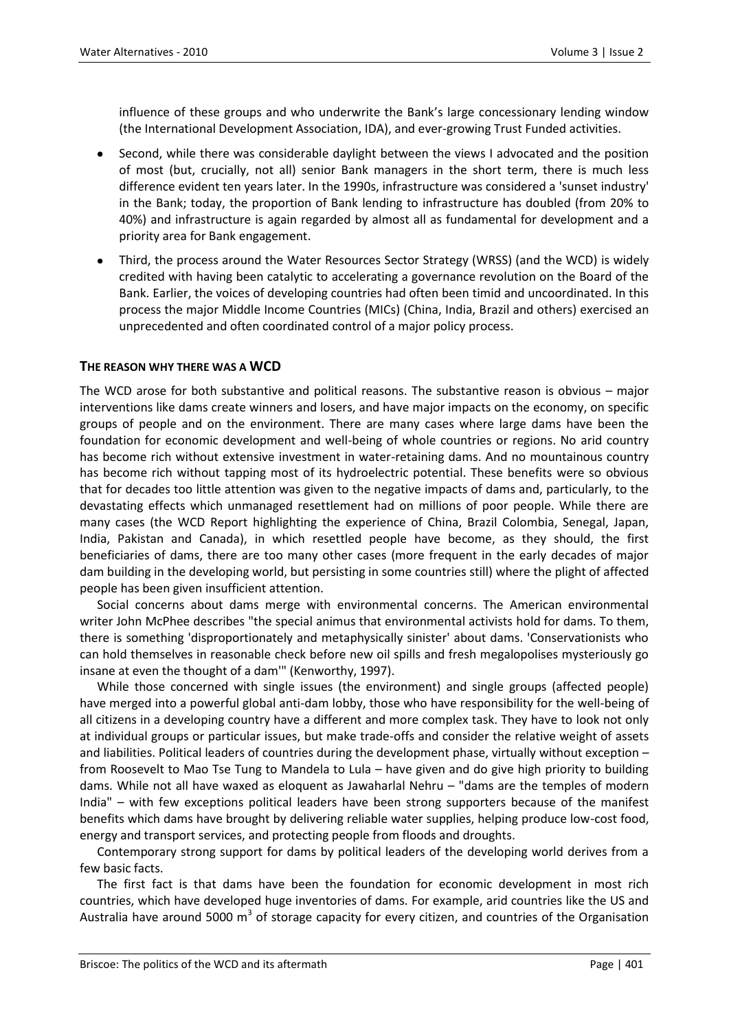influence of these groups and who underwrite the Bank's large concessionary lending window (the International Development Association, IDA), and ever-growing Trust Funded activities.

- Second, while there was considerable daylight between the views I advocated and the position of most (but, crucially, not all) senior Bank managers in the short term, there is much less difference evident ten years later. In the 1990s, infrastructure was considered a 'sunset industry' in the Bank; today, the proportion of Bank lending to infrastructure has doubled (from 20% to 40%) and infrastructure is again regarded by almost all as fundamental for development and a priority area for Bank engagement.
- Third, the process around the Water Resources Sector Strategy (WRSS) (and the WCD) is widely credited with having been catalytic to accelerating a governance revolution on the Board of the Bank. Earlier, the voices of developing countries had often been timid and uncoordinated. In this process the major Middle Income Countries (MICs) (China, India, Brazil and others) exercised an unprecedented and often coordinated control of a major policy process.

## THE REASON WHY THERE WAS A WCD

The WCD arose for both substantive and political reasons. The substantive reason is obvious – major interventions like dams create winners and losers, and have major impacts on the economy, on specific groups of people and on the environment. There are many cases where large dams have been the foundation for economic development and well-being of whole countries or regions. No arid country has become rich without extensive investment in water-retaining dams. And no mountainous country has become rich without tapping most of its hydroelectric potential. These benefits were so obvious that for decades too little attention was given to the negative impacts of dams and, particularly, to the devastating effects which unmanaged resettlement had on millions of poor people. While there are many cases (the WCD Report highlighting the experience of China, Brazil Colombia, Senegal, Japan, India, Pakistan and Canada), in which resettled people have become, as they should, the first beneficiaries of dams, there are too many other cases (more frequent in the early decades of major dam building in the developing world, but persisting in some countries still) where the plight of affected people has been given insufficient attention.

Social concerns about dams merge with environmental concerns. The American environmental writer John McPhee describes "the special animus that environmental activists hold for dams. To them, there is something 'disproportionately and metaphysically sinister' about dams. 'Conservationists who can hold themselves in reasonable check before new oil spills and fresh megalopolises mysteriously go insane at even the thought of a dam'" (Kenworthy, 1997).

While those concerned with single issues (the environment) and single groups (affected people) have merged into a powerful global anti-dam lobby, those who have responsibility for the well-being of all citizens in a developing country have a different and more complex task. They have to look not only at individual groups or particular issues, but make trade-offs and consider the relative weight of assets and liabilities. Political leaders of countries during the development phase, virtually without exception – from Roosevelt to Mao Tse Tung to Mandela to Lula – have given and do give high priority to building dams. While not all have waxed as eloquent as Jawaharlal Nehru – "dams are the temples of modern India" – with few exceptions political leaders have been strong supporters because of the manifest benefits which dams have brought by delivering reliable water supplies, helping produce low-cost food, energy and transport services, and protecting people from floods and droughts.

Contemporary strong support for dams by political leaders of the developing world derives from a few basic facts.

The first fact is that dams have been the foundation for economic development in most rich countries, which have developed huge inventories of dams. For example, arid countries like the US and Australia have around 5000 $m^3$ of storage capacity for every citizen, and countries of the Organisation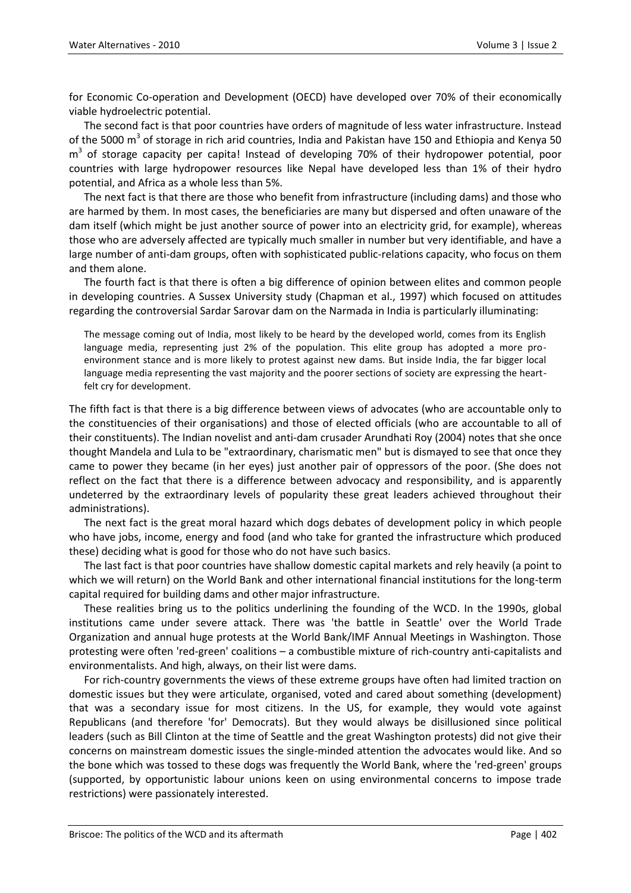for Economic Co-operation and Development (OECD) have developed over 70% of their economically viable hydroelectric potential.

The second fact is that poor countries have orders of magnitude of less water infrastructure. Instead of the 5000 $m^3$ of storage in rich arid countries, India and Pakistan have 150 and Ethiopia and Kenya 50 $m^3$ of storage capacity per capita! Instead of developing 70% of their hydropower potential, poor countries with large hydropower resources like Nepal have developed less than 1% of their hydro potential, and Africa as a whole less than 5%.

The next fact is that there are those who benefit from infrastructure (including dams) and those who are harmed by them. In most cases, the beneficiaries are many but dispersed and often unaware of the dam itself (which might be just another source of power into an electricity grid, for example), whereas those who are adversely affected are typically much smaller in number but very identifiable, and have a large number of anti-dam groups, often with sophisticated public-relations capacity, who focus on them and them alone.

The fourth fact is that there is often a big difference of opinion between elites and common people in developing countries. A Sussex University study (Chapman et al., 1997) which focused on attitudes regarding the controversial Sardar Sarovar dam on the Narmada in India is particularly illuminating:

> The message coming out of India, most likely to be heard by the developed world, comes from its English language media, representing just 2% of the population. This elite group has adopted a more pro-environment stance and is more likely to protest against new dams. But inside India, the far bigger local language media representing the vast majority and the poorer sections of society are expressing the heart-felt cry for development.

The fifth fact is that there is a big difference between views of advocates (who are accountable only to the constituencies of their organisations) and those of elected officials (who are accountable to all of their constituents). The Indian novelist and anti-dam crusader Arundhati Roy (2004) notes that she once thought Mandela and Lula to be "extraordinary, charismatic men" but is dismayed to see that once they came to power they became (in her eyes) just another pair of oppressors of the poor. (She does not reflect on the fact that there is a difference between advocacy and responsibility, and is apparently undeterred by the extraordinary levels of popularity these great leaders achieved throughout their administrations).

The next fact is the great moral hazard which dogs debates of development policy in which people who have jobs, income, energy and food (and who take for granted the infrastructure which produced these) deciding what is good for those who do not have such basics.

The last fact is that poor countries have shallow domestic capital markets and rely heavily (a point to which we will return) on the World Bank and other international financial institutions for the long-term capital required for building dams and other major infrastructure.

These realities bring us to the politics underlining the founding of the WCD. In the 1990s, global institutions came under severe attack. There was 'the battle in Seattle' over the World Trade Organization and annual huge protests at the World Bank/IMF Annual Meetings in Washington. Those protesting were often 'red-green' coalitions – a combustible mixture of rich-country anti-capitalists and environmentalists. And high, always, on their list were dams.

For rich-country governments the views of these extreme groups have often had limited traction on domestic issues but they were articulate, organised, voted and cared about something (development) that was a secondary issue for most citizens. In the US, for example, they would vote against Republicans (and therefore 'for' Democrats). But they would always be disillusioned since political leaders (such as Bill Clinton at the time of Seattle and the great Washington protests) did not give their concerns on mainstream domestic issues the single-minded attention the advocates would like. And so the bone which was tossed to these dogs was frequently the World Bank, where the 'red-green' groups (supported, by opportunistic labour unions keen on using environmental concerns to impose trade restrictions) were passionately interested.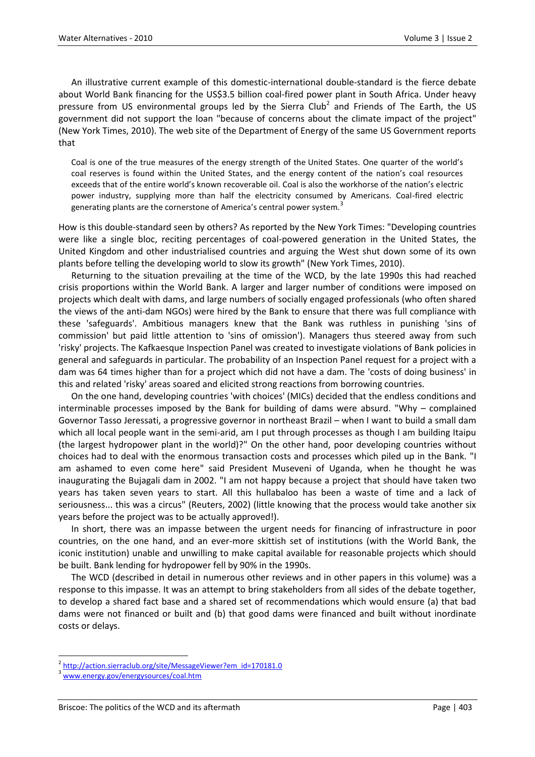An illustrative current example of this domestic-international double-standard is the fierce debate about World Bank financing for the US$3.5 billion coal-fired power plant in South Africa. Under heavy pressure from US environmental groups led by the Sierra Club[2] and Friends of The Earth, the US government did not support the loan "because of concerns about the climate impact of the project" (New York Times, 2010). The web site of the Department of Energy of the same US Government reports that

> Coal is one of the true measures of the energy strength of the United States. One quarter of the world's coal reserves is found within the United States, and the energy content of the nation's coal resources exceeds that of the entire world's known recoverable oil. Coal is also the workhorse of the nation's electric power industry, supplying more than half the electricity consumed by Americans. Coal-fired electric generating plants are the cornerstone of America's central power system.[3]

How is this double-standard seen by others? As reported by the New York Times: "Developing countries were like a single bloc, reciting percentages of coal-powered generation in the United States, the United Kingdom and other industrialised countries and arguing the West shut down some of its own plants before telling the developing world to slow its growth" (New York Times, 2010).

Returning to the situation prevailing at the time of the WCD, by the late 1990s this had reached crisis proportions within the World Bank. A larger and larger number of conditions were imposed on projects which dealt with dams, and large numbers of socially engaged professionals (who often shared the views of the anti-dam NGOs) were hired by the Bank to ensure that there was full compliance with these 'safeguards'. Ambitious managers knew that the Bank was ruthless in punishing 'sins of commission' but paid little attention to 'sins of omission'). Managers thus steered away from such 'risky' projects. The Kafkaesque Inspection Panel was created to investigate violations of Bank policies in general and safeguards in particular. The probability of an Inspection Panel request for a project with a dam was 64 times higher than for a project which did not have a dam. The 'costs of doing business' in this and related 'risky' areas soared and elicited strong reactions from borrowing countries.

On the one hand, developing countries 'with choices' (MICs) decided that the endless conditions and interminable processes imposed by the Bank for building of dams were absurd. "Why – complained Governor Tasso Jeressati, a progressive governor in northeast Brazil – when I want to build a small dam which all local people want in the semi-arid, am I put through processes as though I am building Itaipu (the largest hydropower plant in the world)?" On the other hand, poor developing countries without choices had to deal with the enormous transaction costs and processes which piled up in the Bank. "I am ashamed to even come here" said President Museveni of Uganda, when he thought he was inaugurating the Bujagali dam in 2002. "I am not happy because a project that should have taken two years has taken seven years to start. All this hullabaloo has been a waste of time and a lack of seriousness... this was a circus" (Reuters, 2002) (little knowing that the process would take another six years before the project was to be actually approved!).

In short, there was an impasse between the urgent needs for financing of infrastructure in poor countries, on the one hand, and an ever-more skittish set of institutions (with the World Bank, the iconic institution) unable and unwilling to make capital available for reasonable projects which should be built. Bank lending for hydropower fell by 90% in the 1990s.

The WCD (described in detail in numerous other reviews and in other papers in this volume) was a response to this impasse. It was an attempt to bring stakeholders from all sides of the debate together, to develop a shared fact base and a shared set of recommendations which would ensure (a) that bad dams were not financed or built and (b) that good dams were financed and built without inordinate costs or delays.

---

[2] http://action.sierraclub.org/site/MessageViewer?em_id=170181.0

[3] www.energy.gov/energysources/coal.htm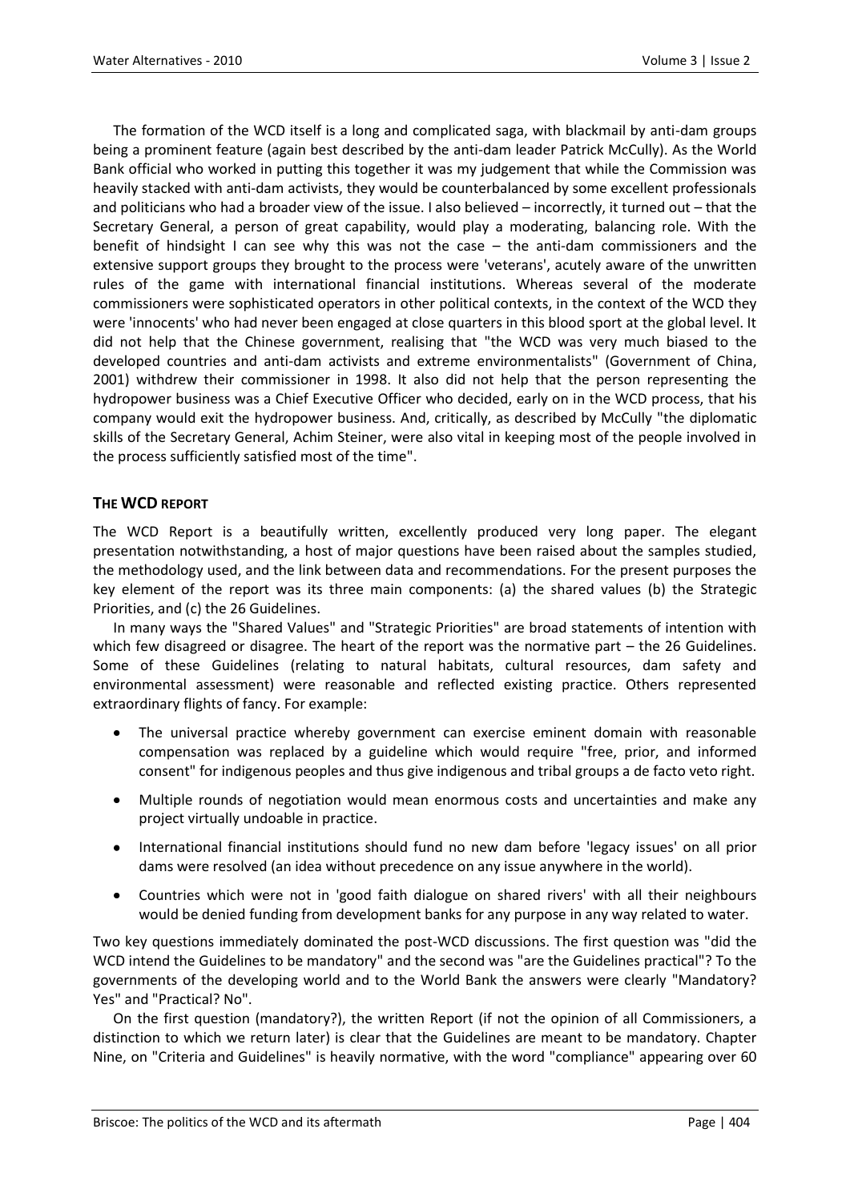The formation of the WCD itself is a long and complicated saga, with blackmail by anti-dam groups being a prominent feature (again best described by the anti-dam leader Patrick McCully). As the World Bank official who worked in putting this together it was my judgement that while the Commission was heavily stacked with anti-dam activists, they would be counterbalanced by some excellent professionals and politicians who had a broader view of the issue. I also believed – incorrectly, it turned out – that the Secretary General, a person of great capability, would play a moderating, balancing role. With the benefit of hindsight I can see why this was not the case – the anti-dam commissioners and the extensive support groups they brought to the process were 'veterans', acutely aware of the unwritten rules of the game with international financial institutions. Whereas several of the moderate commissioners were sophisticated operators in other political contexts, in the context of the WCD they were 'innocents' who had never been engaged at close quarters in this blood sport at the global level. It did not help that the Chinese government, realising that "the WCD was very much biased to the developed countries and anti-dam activists and extreme environmentalists" (Government of China, 2001) withdrew their commissioner in 1998. It also did not help that the person representing the hydropower business was a Chief Executive Officer who decided, early on in the WCD process, that his company would exit the hydropower business. And, critically, as described by McCully "the diplomatic skills of the Secretary General, Achim Steiner, were also vital in keeping most of the people involved in the process sufficiently satisfied most of the time".

## THE WCD REPORT

The WCD Report is a beautifully written, excellently produced very long paper. The elegant presentation notwithstanding, a host of major questions have been raised about the samples studied, the methodology used, and the link between data and recommendations. For the present purposes the key element of the report was its three main components: (a) the shared values (b) the Strategic Priorities, and (c) the 26 Guidelines.

In many ways the "Shared Values" and "Strategic Priorities" are broad statements of intention with which few disagreed or disagree. The heart of the report was the normative part – the 26 Guidelines. Some of these Guidelines (relating to natural habitats, cultural resources, dam safety and environmental assessment) were reasonable and reflected existing practice. Others represented extraordinary flights of fancy. For example:

- The universal practice whereby government can exercise eminent domain with reasonable compensation was replaced by a guideline which would require "free, prior, and informed consent" for indigenous peoples and thus give indigenous and tribal groups a de facto veto right.
- Multiple rounds of negotiation would mean enormous costs and uncertainties and make any project virtually undoable in practice.
- International financial institutions should fund no new dam before 'legacy issues' on all prior dams were resolved (an idea without precedence on any issue anywhere in the world).
- Countries which were not in 'good faith dialogue on shared rivers' with all their neighbours would be denied funding from development banks for any purpose in any way related to water.

Two key questions immediately dominated the post-WCD discussions. The first question was "did the WCD intend the Guidelines to be mandatory" and the second was "are the Guidelines practical"? To the governments of the developing world and to the World Bank the answers were clearly "Mandatory? Yes" and "Practical? No".

On the first question (mandatory?), the written Report (if not the opinion of all Commissioners, a distinction to which we return later) is clear that the Guidelines are meant to be mandatory. Chapter Nine, on "Criteria and Guidelines" is heavily normative, with the word "compliance" appearing over 60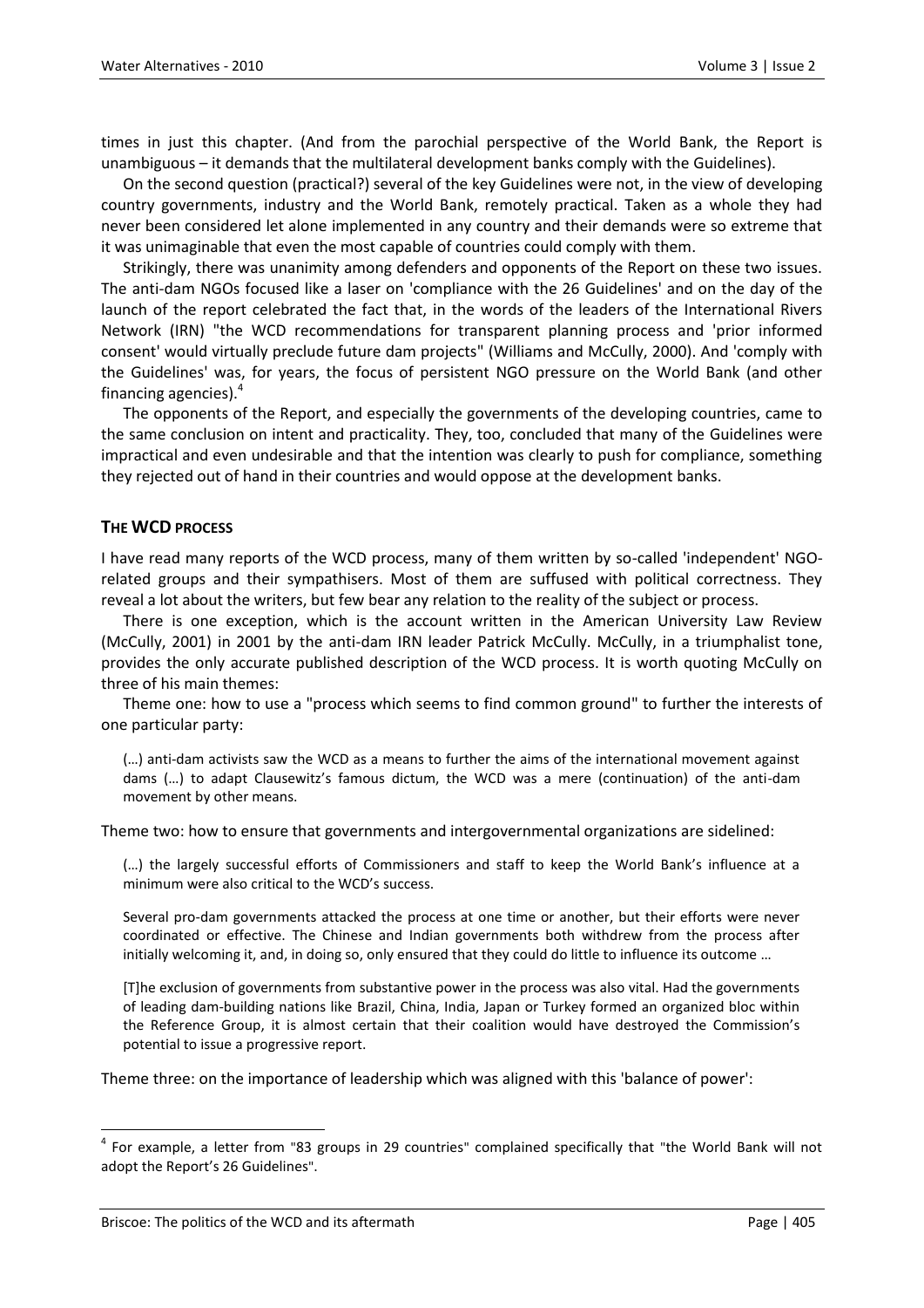times in just this chapter. (And from the parochial perspective of the World Bank, the Report is unambiguous – it demands that the multilateral development banks comply with the Guidelines).

On the second question (practical?) several of the key Guidelines were not, in the view of developing country governments, industry and the World Bank, remotely practical. Taken as a whole they had never been considered let alone implemented in any country and their demands were so extreme that it was unimaginable that even the most capable of countries could comply with them.

Strikingly, there was unanimity among defenders and opponents of the Report on these two issues. The anti-dam NGOs focused like a laser on 'compliance with the 26 Guidelines' and on the day of the launch of the report celebrated the fact that, in the words of the leaders of the International Rivers Network (IRN) "the WCD recommendations for transparent planning process and 'prior informed consent' would virtually preclude future dam projects" (Williams and McCully, 2000). And 'comply with the Guidelines' was, for years, the focus of persistent NGO pressure on the World Bank (and other financing agencies).[4]

The opponents of the Report, and especially the governments of the developing countries, came to the same conclusion on intent and practicality. They, too, concluded that many of the Guidelines were impractical and even undesirable and that the intention was clearly to push for compliance, something they rejected out of hand in their countries and would oppose at the development banks.

## THE WCD PROCESS

I have read many reports of the WCD process, many of them written by so-called 'independent' NGO-related groups and their sympathisers. Most of them are suffused with political correctness. They reveal a lot about the writers, but few bear any relation to the reality of the subject or process.

There is one exception, which is the account written in the American University Law Review (McCully, 2001) in 2001 by the anti-dam IRN leader Patrick McCully. McCully, in a triumphalist tone, provides the only accurate published description of the WCD process. It is worth quoting McCully on three of his main themes:

Theme one: how to use a "process which seems to find common ground" to further the interests of one particular party:

> (…) anti-dam activists saw the WCD as a means to further the aims of the international movement against dams (…) to adapt Clausewitz's famous dictum, the WCD was a mere (continuation) of the anti-dam movement by other means.

Theme two: how to ensure that governments and intergovernmental organizations are sidelined:

> (…) the largely successful efforts of Commissioners and staff to keep the World Bank's influence at a minimum were also critical to the WCD's success.
>
> Several pro-dam governments attacked the process at one time or another, but their efforts were never coordinated or effective. The Chinese and Indian governments both withdrew from the process after initially welcoming it, and, in doing so, only ensured that they could do little to influence its outcome …
>
> [T]he exclusion of governments from substantive power in the process was also vital. Had the governments of leading dam-building nations like Brazil, China, India, Japan or Turkey formed an organized bloc within the Reference Group, it is almost certain that their coalition would have destroyed the Commission's potential to issue a progressive report.

Theme three: on the importance of leadership which was aligned with this 'balance of power':

---

[4] For example, a letter from "83 groups in 29 countries" complained specifically that "the World Bank will not adopt the Report's 26 Guidelines".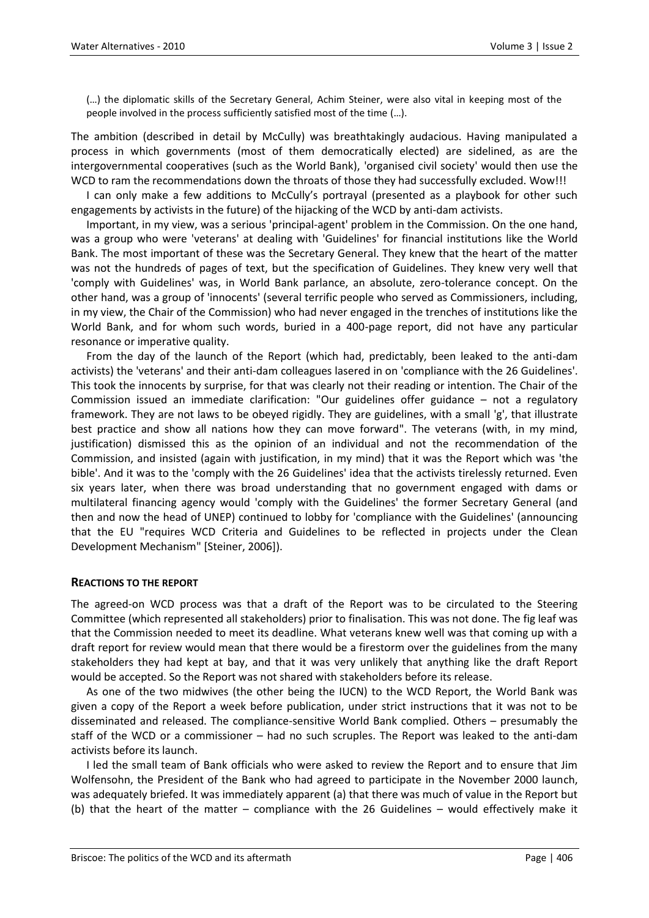> (…) the diplomatic skills of the Secretary General, Achim Steiner, were also vital in keeping most of the people involved in the process sufficiently satisfied most of the time (…).

The ambition (described in detail by McCully) was breathtakingly audacious. Having manipulated a process in which governments (most of them democratically elected) are sidelined, as are the intergovernmental cooperatives (such as the World Bank), 'organised civil society' would then use the WCD to ram the recommendations down the throats of those they had successfully excluded. Wow!!!

I can only make a few additions to McCully's portrayal (presented as a playbook for other such engagements by activists in the future) of the hijacking of the WCD by anti-dam activists.

Important, in my view, was a serious 'principal-agent' problem in the Commission. On the one hand, was a group who were 'veterans' at dealing with 'Guidelines' for financial institutions like the World Bank. The most important of these was the Secretary General. They knew that the heart of the matter was not the hundreds of pages of text, but the specification of Guidelines. They knew very well that 'comply with Guidelines' was, in World Bank parlance, an absolute, zero-tolerance concept. On the other hand, was a group of 'innocents' (several terrific people who served as Commissioners, including, in my view, the Chair of the Commission) who had never engaged in the trenches of institutions like the World Bank, and for whom such words, buried in a 400-page report, did not have any particular resonance or imperative quality.

From the day of the launch of the Report (which had, predictably, been leaked to the anti-dam activists) the 'veterans' and their anti-dam colleagues lasered in on 'compliance with the 26 Guidelines'. This took the innocents by surprise, for that was clearly not their reading or intention. The Chair of the Commission issued an immediate clarification: "Our guidelines offer guidance – not a regulatory framework. They are not laws to be obeyed rigidly. They are guidelines, with a small 'g', that illustrate best practice and show all nations how they can move forward". The veterans (with, in my mind, justification) dismissed this as the opinion of an individual and not the recommendation of the Commission, and insisted (again with justification, in my mind) that it was the Report which was 'the bible'. And it was to the 'comply with the 26 Guidelines' idea that the activists tirelessly returned. Even six years later, when there was broad understanding that no government engaged with dams or multilateral financing agency would 'comply with the Guidelines' the former Secretary General (and then and now the head of UNEP) continued to lobby for 'compliance with the Guidelines' (announcing that the EU "requires WCD Criteria and Guidelines to be reflected in projects under the Clean Development Mechanism" [Steiner, 2006]).

## REACTIONS TO THE REPORT

The agreed-on WCD process was that a draft of the Report was to be circulated to the Steering Committee (which represented all stakeholders) prior to finalisation. This was not done. The fig leaf was that the Commission needed to meet its deadline. What veterans knew well was that coming up with a draft report for review would mean that there would be a firestorm over the guidelines from the many stakeholders they had kept at bay, and that it was very unlikely that anything like the draft Report would be accepted. So the Report was not shared with stakeholders before its release.

As one of the two midwives (the other being the IUCN) to the WCD Report, the World Bank was given a copy of the Report a week before publication, under strict instructions that it was not to be disseminated and released. The compliance-sensitive World Bank complied. Others – presumably the staff of the WCD or a commissioner – had no such scruples. The Report was leaked to the anti-dam activists before its launch.

I led the small team of Bank officials who were asked to review the Report and to ensure that Jim Wolfensohn, the President of the Bank who had agreed to participate in the November 2000 launch, was adequately briefed. It was immediately apparent (a) that there was much of value in the Report but (b) that the heart of the matter – compliance with the 26 Guidelines – would effectively make it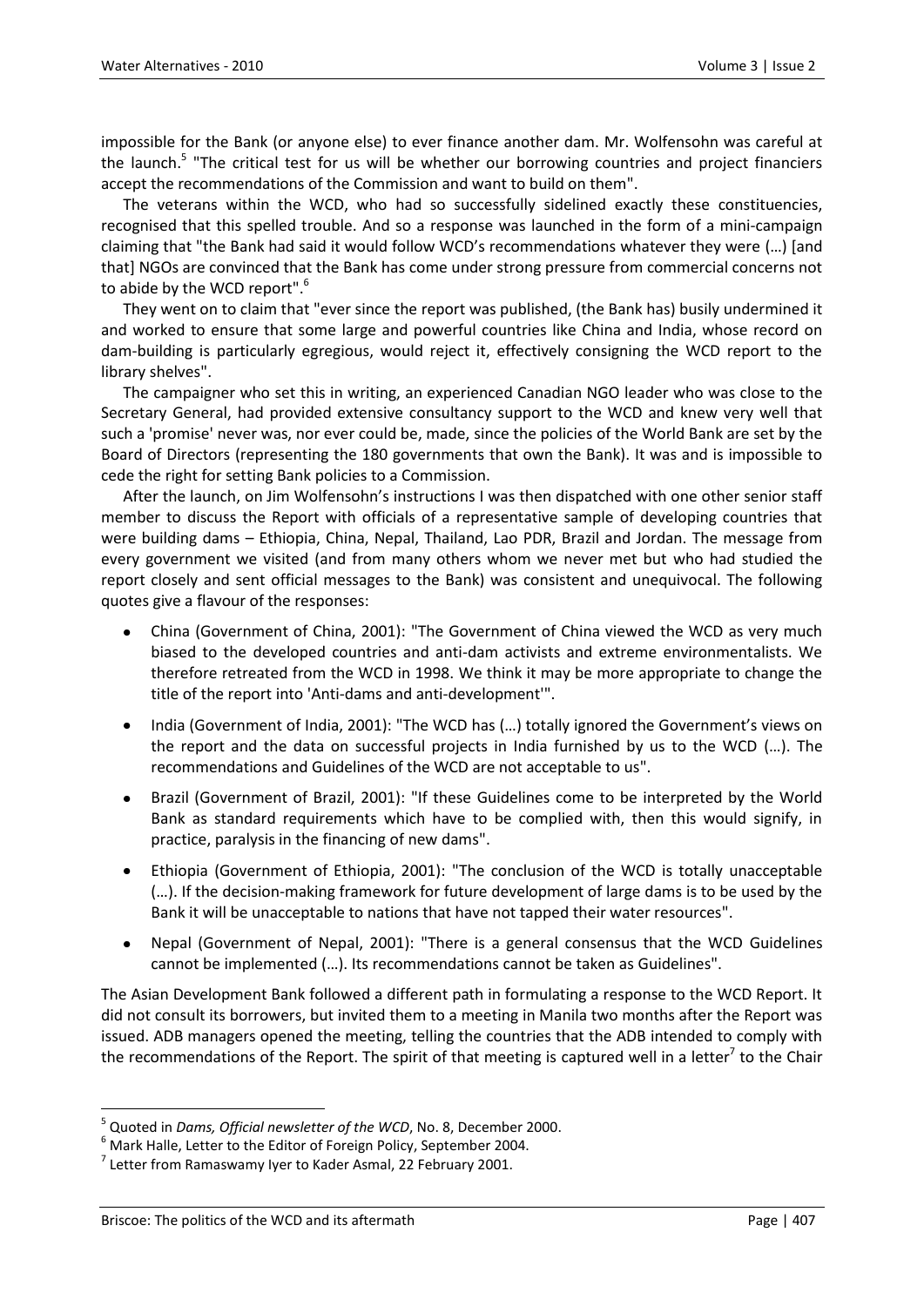impossible for the Bank (or anyone else) to ever finance another dam. Mr. Wolfensohn was careful at the launch.[5] "The critical test for us will be whether our borrowing countries and project financiers accept the recommendations of the Commission and want to build on them".

The veterans within the WCD, who had so successfully sidelined exactly these constituencies, recognised that this spelled trouble. And so a response was launched in the form of a mini-campaign claiming that "the Bank had said it would follow WCD's recommendations whatever they were (…) [and that] NGOs are convinced that the Bank has come under strong pressure from commercial concerns not to abide by the WCD report".[6]

They went on to claim that "ever since the report was published, (the Bank has) busily undermined it and worked to ensure that some large and powerful countries like China and India, whose record on dam-building is particularly egregious, would reject it, effectively consigning the WCD report to the library shelves".

The campaigner who set this in writing, an experienced Canadian NGO leader who was close to the Secretary General, had provided extensive consultancy support to the WCD and knew very well that such a 'promise' never was, nor ever could be, made, since the policies of the World Bank are set by the Board of Directors (representing the 180 governments that own the Bank). It was and is impossible to cede the right for setting Bank policies to a Commission.

After the launch, on Jim Wolfensohn's instructions I was then dispatched with one other senior staff member to discuss the Report with officials of a representative sample of developing countries that were building dams – Ethiopia, China, Nepal, Thailand, Lao PDR, Brazil and Jordan. The message from every government we visited (and from many others whom we never met but who had studied the report closely and sent official messages to the Bank) was consistent and unequivocal. The following quotes give a flavour of the responses:

- China (Government of China, 2001): "The Government of China viewed the WCD as very much biased to the developed countries and anti-dam activists and extreme environmentalists. We therefore retreated from the WCD in 1998. We think it may be more appropriate to change the title of the report into 'Anti-dams and anti-development'".
- India (Government of India, 2001): "The WCD has (…) totally ignored the Government's views on the report and the data on successful projects in India furnished by us to the WCD (…). The recommendations and Guidelines of the WCD are not acceptable to us".
- Brazil (Government of Brazil, 2001): "If these Guidelines come to be interpreted by the World Bank as standard requirements which have to be complied with, then this would signify, in practice, paralysis in the financing of new dams".
- Ethiopia (Government of Ethiopia, 2001): "The conclusion of the WCD is totally unacceptable (…). If the decision-making framework for future development of large dams is to be used by the Bank it will be unacceptable to nations that have not tapped their water resources".
- Nepal (Government of Nepal, 2001): "There is a general consensus that the WCD Guidelines cannot be implemented (…). Its recommendations cannot be taken as Guidelines".

The Asian Development Bank followed a different path in formulating a response to the WCD Report. It did not consult its borrowers, but invited them to a meeting in Manila two months after the Report was issued. ADB managers opened the meeting, telling the countries that the ADB intended to comply with the recommendations of the Report. The spirit of that meeting is captured well in a letter[7] to the Chair

---

[5] Quoted in *Dams, Official newsletter of the WCD*, No. 8, December 2000.

[6] Mark Halle, Letter to the Editor of Foreign Policy, September 2004.

[7] Letter from Ramaswamy Iyer to Kader Asmal, 22 February 2001.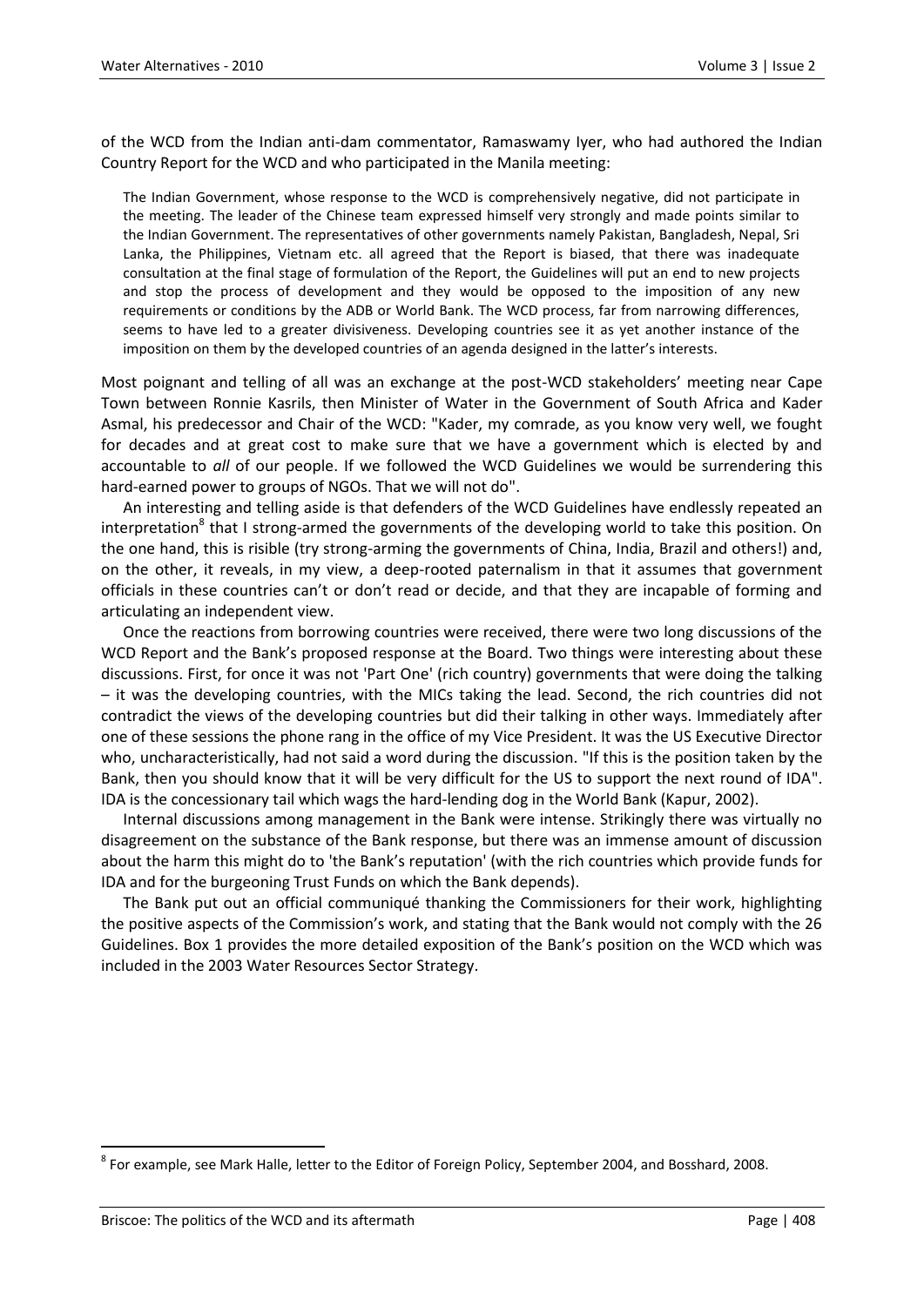of the WCD from the Indian anti-dam commentator, Ramaswamy Iyer, who had authored the Indian Country Report for the WCD and who participated in the Manila meeting:

> The Indian Government, whose response to the WCD is comprehensively negative, did not participate in the meeting. The leader of the Chinese team expressed himself very strongly and made points similar to the Indian Government. The representatives of other governments namely Pakistan, Bangladesh, Nepal, Sri Lanka, the Philippines, Vietnam etc. all agreed that the Report is biased, that there was inadequate consultation at the final stage of formulation of the Report, the Guidelines will put an end to new projects and stop the process of development and they would be opposed to the imposition of any new requirements or conditions by the ADB or World Bank. The WCD process, far from narrowing differences, seems to have led to a greater divisiveness. Developing countries see it as yet another instance of the imposition on them by the developed countries of an agenda designed in the latter's interests.

Most poignant and telling of all was an exchange at the post-WCD stakeholders' meeting near Cape Town between Ronnie Kasrils, then Minister of Water in the Government of South Africa and Kader Asmal, his predecessor and Chair of the WCD: "Kader, my comrade, as you know very well, we fought for decades and at great cost to make sure that we have a government which is elected by and accountable to *all* of our people. If we followed the WCD Guidelines we would be surrendering this hard-earned power to groups of NGOs. That we will not do".

An interesting and telling aside is that defenders of the WCD Guidelines have endlessly repeated an interpretation[8] that I strong-armed the governments of the developing world to take this position. On the one hand, this is risible (try strong-arming the governments of China, India, Brazil and others!) and, on the other, it reveals, in my view, a deep-rooted paternalism in that it assumes that government officials in these countries can't or don't read or decide, and that they are incapable of forming and articulating an independent view.

Once the reactions from borrowing countries were received, there were two long discussions of the WCD Report and the Bank's proposed response at the Board. Two things were interesting about these discussions. First, for once it was not 'Part One' (rich country) governments that were doing the talking – it was the developing countries, with the MICs taking the lead. Second, the rich countries did not contradict the views of the developing countries but did their talking in other ways. Immediately after one of these sessions the phone rang in the office of my Vice President. It was the US Executive Director who, uncharacteristically, had not said a word during the discussion. "If this is the position taken by the Bank, then you should know that it will be very difficult for the US to support the next round of IDA". IDA is the concessionary tail which wags the hard-lending dog in the World Bank (Kapur, 2002).

Internal discussions among management in the Bank were intense. Strikingly there was virtually no disagreement on the substance of the Bank response, but there was an immense amount of discussion about the harm this might do to 'the Bank's reputation' (with the rich countries which provide funds for IDA and for the burgeoning Trust Funds on which the Bank depends).

The Bank put out an official communiqué thanking the Commissioners for their work, highlighting the positive aspects of the Commission's work, and stating that the Bank would not comply with the 26 Guidelines. Box 1 provides the more detailed exposition of the Bank's position on the WCD which was included in the 2003 Water Resources Sector Strategy.

---

[8] For example, see Mark Halle, letter to the Editor of Foreign Policy, September 2004, and Bosshard, 2008.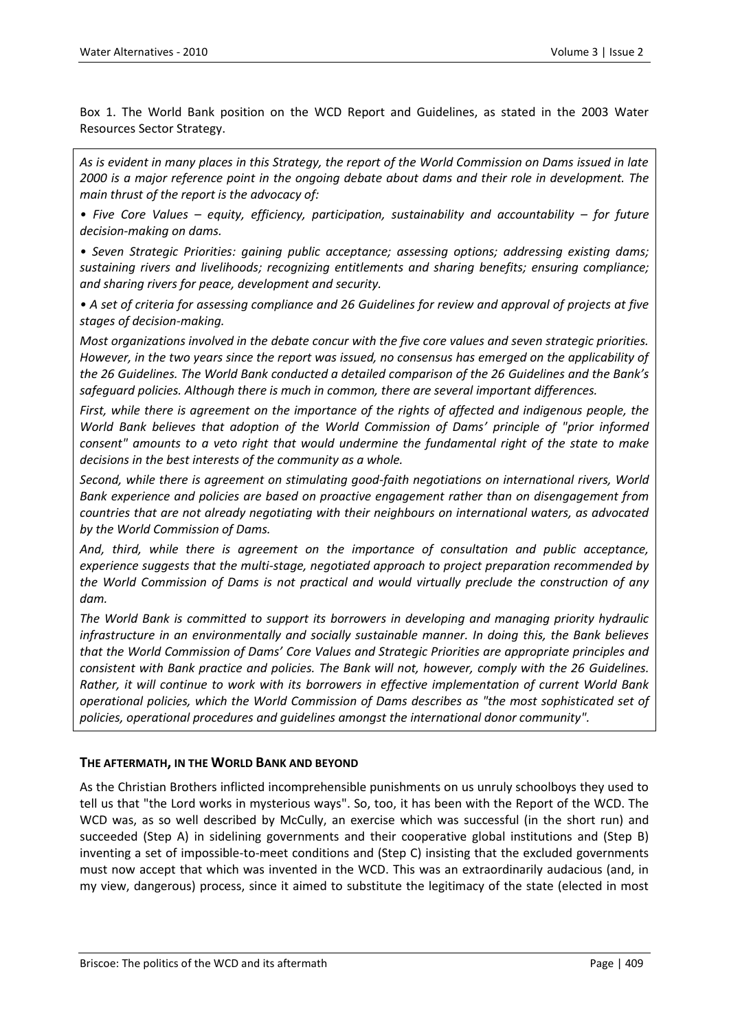Box 1. The World Bank position on the WCD Report and Guidelines, as stated in the 2003 Water Resources Sector Strategy.

> *As is evident in many places in this Strategy, the report of the World Commission on Dams issued in late 2000 is a major reference point in the ongoing debate about dams and their role in development. The main thrust of the report is the advocacy of:*
>
> *• Five Core Values – equity, efficiency, participation, sustainability and accountability – for future decision-making on dams.*
>
> *• Seven Strategic Priorities: gaining public acceptance; assessing options; addressing existing dams; sustaining rivers and livelihoods; recognizing entitlements and sharing benefits; ensuring compliance; and sharing rivers for peace, development and security.*
>
> *• A set of criteria for assessing compliance and 26 Guidelines for review and approval of projects at five stages of decision-making.*
>
> *Most organizations involved in the debate concur with the five core values and seven strategic priorities. However, in the two years since the report was issued, no consensus has emerged on the applicability of the 26 Guidelines. The World Bank conducted a detailed comparison of the 26 Guidelines and the Bank's safeguard policies. Although there is much in common, there are several important differences.*
>
> *First, while there is agreement on the importance of the rights of affected and indigenous people, the World Bank believes that adoption of the World Commission of Dams' principle of "prior informed consent" amounts to a veto right that would undermine the fundamental right of the state to make decisions in the best interests of the community as a whole.*
>
> *Second, while there is agreement on stimulating good-faith negotiations on international rivers, World Bank experience and policies are based on proactive engagement rather than on disengagement from countries that are not already negotiating with their neighbours on international waters, as advocated by the World Commission of Dams.*
>
> *And, third, while there is agreement on the importance of consultation and public acceptance, experience suggests that the multi-stage, negotiated approach to project preparation recommended by the World Commission of Dams is not practical and would virtually preclude the construction of any dam.*
>
> *The World Bank is committed to support its borrowers in developing and managing priority hydraulic infrastructure in an environmentally and socially sustainable manner. In doing this, the Bank believes that the World Commission of Dams' Core Values and Strategic Priorities are appropriate principles and consistent with Bank practice and policies. The Bank will not, however, comply with the 26 Guidelines. Rather, it will continue to work with its borrowers in effective implementation of current World Bank operational policies, which the World Commission of Dams describes as "the most sophisticated set of policies, operational procedures and guidelines amongst the international donor community".*

## THE AFTERMATH, IN THE WORLD BANK AND BEYOND

As the Christian Brothers inflicted incomprehensible punishments on us unruly schoolboys they used to tell us that "the Lord works in mysterious ways". So, too, it has been with the Report of the WCD. The WCD was, as so well described by McCully, an exercise which was successful (in the short run) and succeeded (Step A) in sidelining governments and their cooperative global institutions and (Step B) inventing a set of impossible-to-meet conditions and (Step C) insisting that the excluded governments must now accept that which was invented in the WCD. This was an extraordinarily audacious (and, in my view, dangerous) process, since it aimed to substitute the legitimacy of the state (elected in most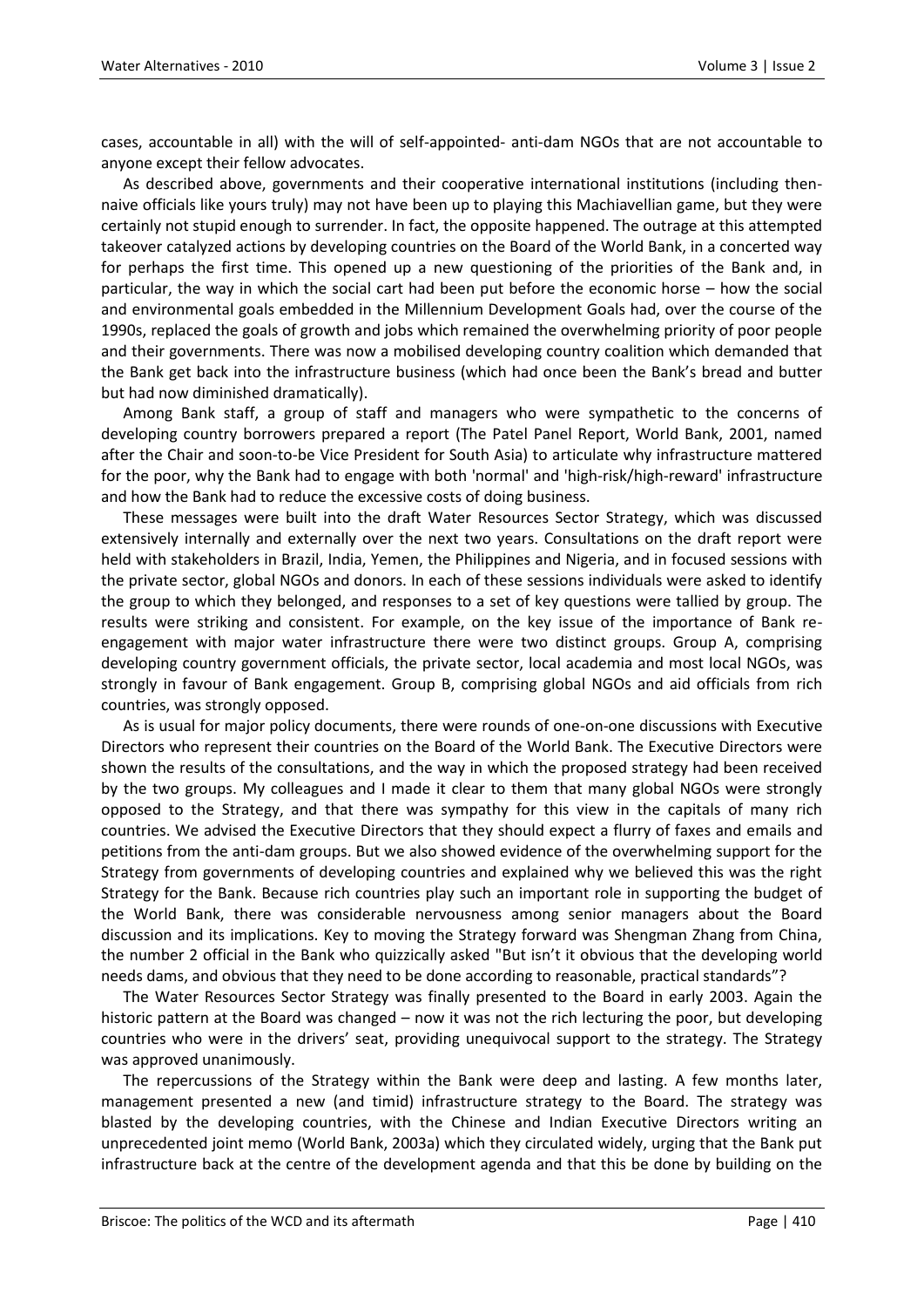cases, accountable in all) with the will of self-appointed- anti-dam NGOs that are not accountable to anyone except their fellow advocates.

As described above, governments and their cooperative international institutions (including then-naive officials like yours truly) may not have been up to playing this Machiavellian game, but they were certainly not stupid enough to surrender. In fact, the opposite happened. The outrage at this attempted takeover catalyzed actions by developing countries on the Board of the World Bank, in a concerted way for perhaps the first time. This opened up a new questioning of the priorities of the Bank and, in particular, the way in which the social cart had been put before the economic horse – how the social and environmental goals embedded in the Millennium Development Goals had, over the course of the 1990s, replaced the goals of growth and jobs which remained the overwhelming priority of poor people and their governments. There was now a mobilised developing country coalition which demanded that the Bank get back into the infrastructure business (which had once been the Bank's bread and butter but had now diminished dramatically).

Among Bank staff, a group of staff and managers who were sympathetic to the concerns of developing country borrowers prepared a report (The Patel Panel Report, World Bank, 2001, named after the Chair and soon-to-be Vice President for South Asia) to articulate why infrastructure mattered for the poor, why the Bank had to engage with both 'normal' and 'high-risk/high-reward' infrastructure and how the Bank had to reduce the excessive costs of doing business.

These messages were built into the draft Water Resources Sector Strategy, which was discussed extensively internally and externally over the next two years. Consultations on the draft report were held with stakeholders in Brazil, India, Yemen, the Philippines and Nigeria, and in focused sessions with the private sector, global NGOs and donors. In each of these sessions individuals were asked to identify the group to which they belonged, and responses to a set of key questions were tallied by group. The results were striking and consistent. For example, on the key issue of the importance of Bank re-engagement with major water infrastructure there were two distinct groups. Group A, comprising developing country government officials, the private sector, local academia and most local NGOs, was strongly in favour of Bank engagement. Group B, comprising global NGOs and aid officials from rich countries, was strongly opposed.

As is usual for major policy documents, there were rounds of one-on-one discussions with Executive Directors who represent their countries on the Board of the World Bank. The Executive Directors were shown the results of the consultations, and the way in which the proposed strategy had been received by the two groups. My colleagues and I made it clear to them that many global NGOs were strongly opposed to the Strategy, and that there was sympathy for this view in the capitals of many rich countries. We advised the Executive Directors that they should expect a flurry of faxes and emails and petitions from the anti-dam groups. But we also showed evidence of the overwhelming support for the Strategy from governments of developing countries and explained why we believed this was the right Strategy for the Bank. Because rich countries play such an important role in supporting the budget of the World Bank, there was considerable nervousness among senior managers about the Board discussion and its implications. Key to moving the Strategy forward was Shengman Zhang from China, the number 2 official in the Bank who quizzically asked "But isn't it obvious that the developing world needs dams, and obvious that they need to be done according to reasonable, practical standards"?

The Water Resources Sector Strategy was finally presented to the Board in early 2003. Again the historic pattern at the Board was changed – now it was not the rich lecturing the poor, but developing countries who were in the drivers' seat, providing unequivocal support to the strategy. The Strategy was approved unanimously.

The repercussions of the Strategy within the Bank were deep and lasting. A few months later, management presented a new (and timid) infrastructure strategy to the Board. The strategy was blasted by the developing countries, with the Chinese and Indian Executive Directors writing an unprecedented joint memo (World Bank, 2003a) which they circulated widely, urging that the Bank put infrastructure back at the centre of the development agenda and that this be done by building on the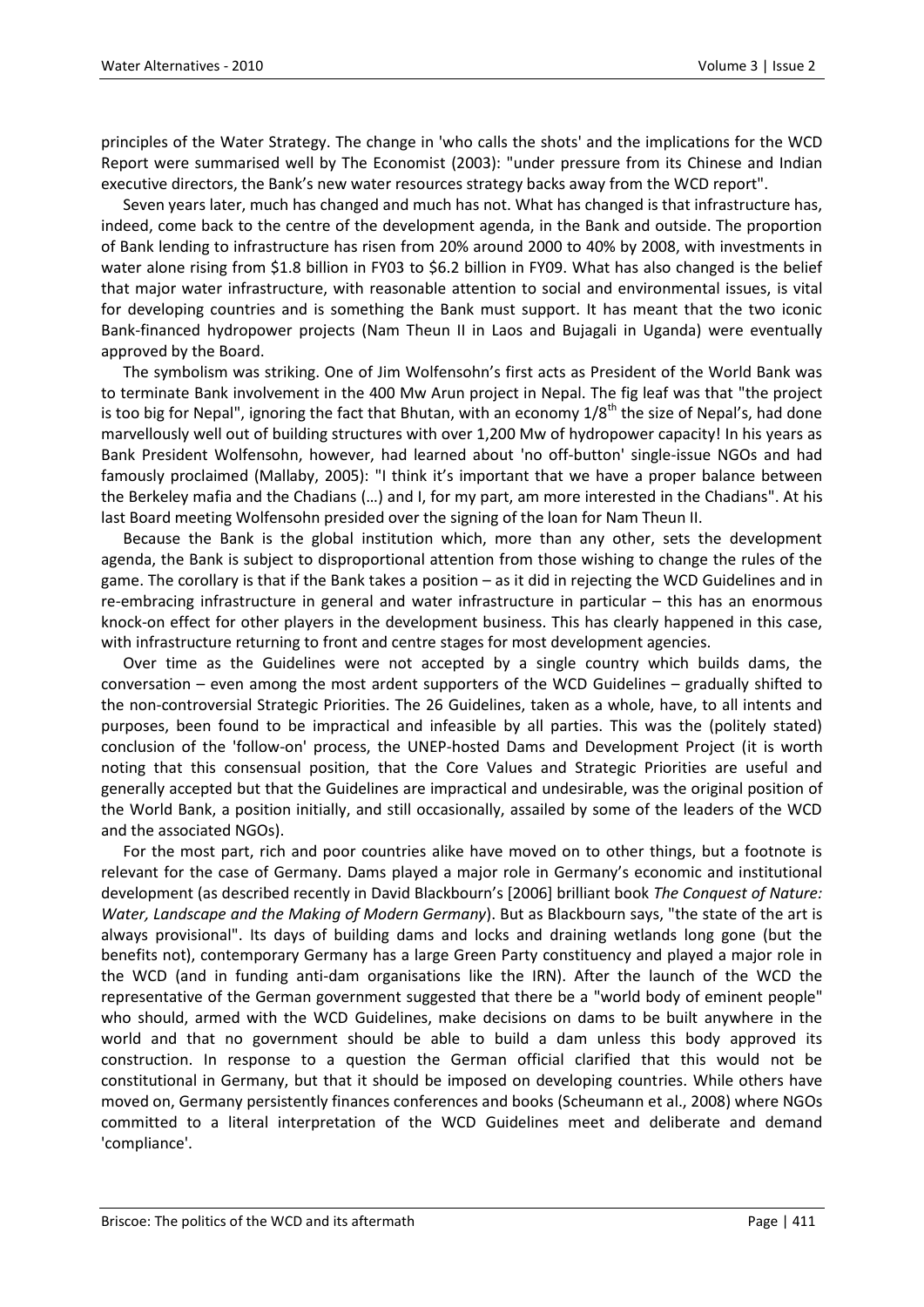principles of the Water Strategy. The change in 'who calls the shots' and the implications for the WCD Report were summarised well by The Economist (2003): "under pressure from its Chinese and Indian executive directors, the Bank's new water resources strategy backs away from the WCD report".

Seven years later, much has changed and much has not. What has changed is that infrastructure has, indeed, come back to the centre of the development agenda, in the Bank and outside. The proportion of Bank lending to infrastructure has risen from 20% around 2000 to 40% by 2008, with investments in water alone rising from $1.8 billion in FY03 to $6.2 billion in FY09. What has also changed is the belief that major water infrastructure, with reasonable attention to social and environmental issues, is vital for developing countries and is something the Bank must support. It has meant that the two iconic Bank-financed hydropower projects (Nam Theun II in Laos and Bujagali in Uganda) were eventually approved by the Board.

The symbolism was striking. One of Jim Wolfensohn's first acts as President of the World Bank was to terminate Bank involvement in the 400 Mw Arun project in Nepal. The fig leaf was that "the project is too big for Nepal", ignoring the fact that Bhutan, with an economy 1/8th the size of Nepal's, had done marvellously well out of building structures with over 1,200 Mw of hydropower capacity! In his years as Bank President Wolfensohn, however, had learned about 'no off-button' single-issue NGOs and had famously proclaimed (Mallaby, 2005): "I think it's important that we have a proper balance between the Berkeley mafia and the Chadians (…) and I, for my part, am more interested in the Chadians". At his last Board meeting Wolfensohn presided over the signing of the loan for Nam Theun II.

Because the Bank is the global institution which, more than any other, sets the development agenda, the Bank is subject to disproportional attention from those wishing to change the rules of the game. The corollary is that if the Bank takes a position – as it did in rejecting the WCD Guidelines and in re-embracing infrastructure in general and water infrastructure in particular – this has an enormous knock-on effect for other players in the development business. This has clearly happened in this case, with infrastructure returning to front and centre stages for most development agencies.

Over time as the Guidelines were not accepted by a single country which builds dams, the conversation – even among the most ardent supporters of the WCD Guidelines – gradually shifted to the non-controversial Strategic Priorities. The 26 Guidelines, taken as a whole, have, to all intents and purposes, been found to be impractical and infeasible by all parties. This was the (politely stated) conclusion of the 'follow-on' process, the UNEP-hosted Dams and Development Project (it is worth noting that this consensual position, that the Core Values and Strategic Priorities are useful and generally accepted but that the Guidelines are impractical and undesirable, was the original position of the World Bank, a position initially, and still occasionally, assailed by some of the leaders of the WCD and the associated NGOs).

For the most part, rich and poor countries alike have moved on to other things, but a footnote is relevant for the case of Germany. Dams played a major role in Germany's economic and institutional development (as described recently in David Blackbourn's [2006] brilliant book *The Conquest of Nature: Water, Landscape and the Making of Modern Germany*). But as Blackbourn says, "the state of the art is always provisional". Its days of building dams and locks and draining wetlands long gone (but the benefits not), contemporary Germany has a large Green Party constituency and played a major role in the WCD (and in funding anti-dam organisations like the IRN). After the launch of the WCD the representative of the German government suggested that there be a "world body of eminent people" who should, armed with the WCD Guidelines, make decisions on dams to be built anywhere in the world and that no government should be able to build a dam unless this body approved its construction. In response to a question the German official clarified that this would not be constitutional in Germany, but that it should be imposed on developing countries. While others have moved on, Germany persistently finances conferences and books (Scheumann et al., 2008) where NGOs committed to a literal interpretation of the WCD Guidelines meet and deliberate and demand 'compliance'.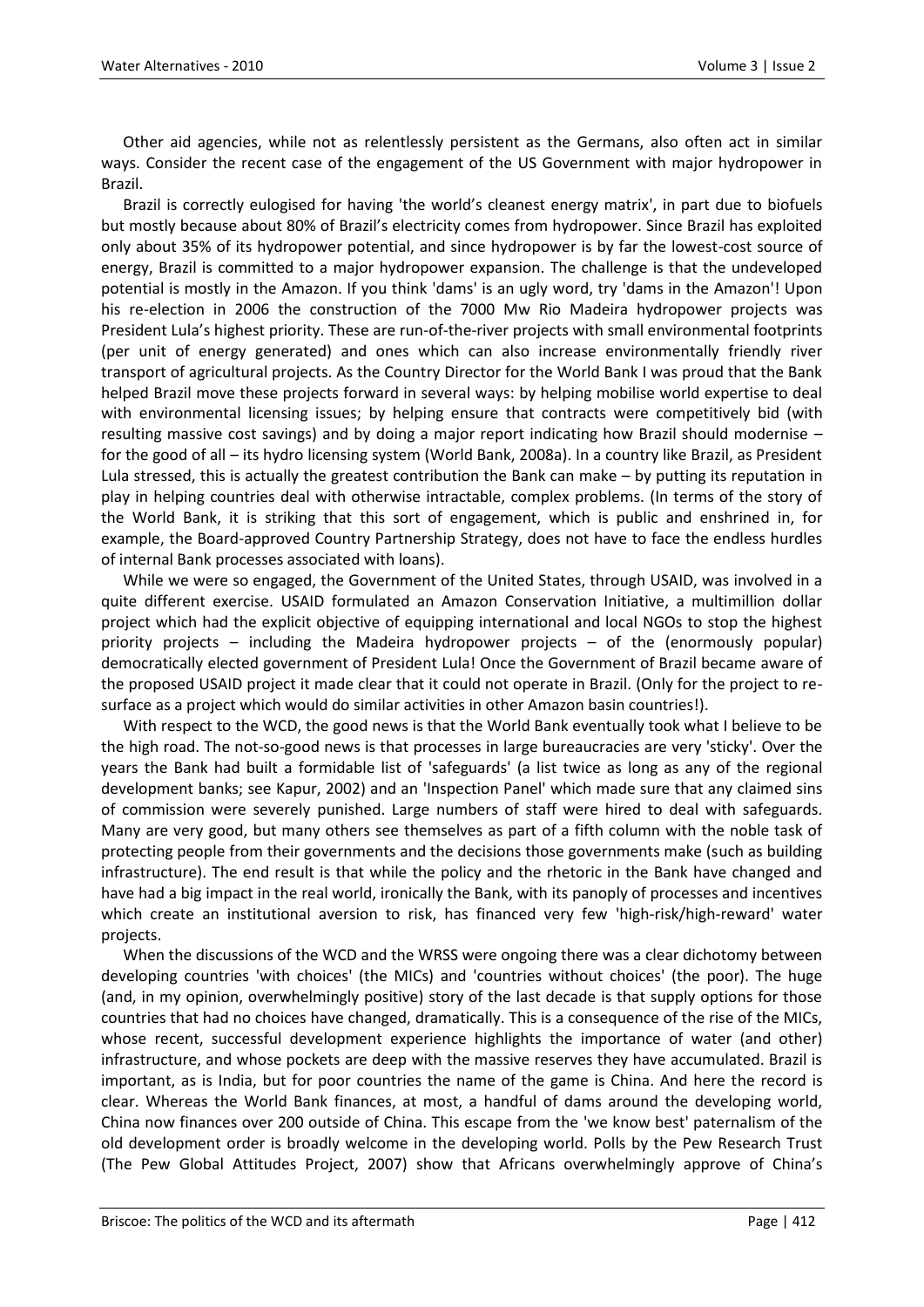Other aid agencies, while not as relentlessly persistent as the Germans, also often act in similar ways. Consider the recent case of the engagement of the US Government with major hydropower in Brazil.

Brazil is correctly eulogised for having 'the world's cleanest energy matrix', in part due to biofuels but mostly because about 80% of Brazil's electricity comes from hydropower. Since Brazil has exploited only about 35% of its hydropower potential, and since hydropower is by far the lowest-cost source of energy, Brazil is committed to a major hydropower expansion. The challenge is that the undeveloped potential is mostly in the Amazon. If you think 'dams' is an ugly word, try 'dams in the Amazon'! Upon his re-election in 2006 the construction of the 7000 Mw Rio Madeira hydropower projects was President Lula's highest priority. These are run-of-the-river projects with small environmental footprints (per unit of energy generated) and ones which can also increase environmentally friendly river transport of agricultural projects. As the Country Director for the World Bank I was proud that the Bank helped Brazil move these projects forward in several ways: by helping mobilise world expertise to deal with environmental licensing issues; by helping ensure that contracts were competitively bid (with resulting massive cost savings) and by doing a major report indicating how Brazil should modernise – for the good of all – its hydro licensing system (World Bank, 2008a). In a country like Brazil, as President Lula stressed, this is actually the greatest contribution the Bank can make – by putting its reputation in play in helping countries deal with otherwise intractable, complex problems. (In terms of the story of the World Bank, it is striking that this sort of engagement, which is public and enshrined in, for example, the Board-approved Country Partnership Strategy, does not have to face the endless hurdles of internal Bank processes associated with loans).

While we were so engaged, the Government of the United States, through USAID, was involved in a quite different exercise. USAID formulated an Amazon Conservation Initiative, a multimillion dollar project which had the explicit objective of equipping international and local NGOs to stop the highest priority projects – including the Madeira hydropower projects – of the (enormously popular) democratically elected government of President Lula! Once the Government of Brazil became aware of the proposed USAID project it made clear that it could not operate in Brazil. (Only for the project to re-surface as a project which would do similar activities in other Amazon basin countries!).

With respect to the WCD, the good news is that the World Bank eventually took what I believe to be the high road. The not-so-good news is that processes in large bureaucracies are very 'sticky'. Over the years the Bank had built a formidable list of 'safeguards' (a list twice as long as any of the regional development banks; see Kapur, 2002) and an 'Inspection Panel' which made sure that any claimed sins of commission were severely punished. Large numbers of staff were hired to deal with safeguards. Many are very good, but many others see themselves as part of a fifth column with the noble task of protecting people from their governments and the decisions those governments make (such as building infrastructure). The end result is that while the policy and the rhetoric in the Bank have changed and have had a big impact in the real world, ironically the Bank, with its panoply of processes and incentives which create an institutional aversion to risk, has financed very few 'high-risk/high-reward' water projects.

When the discussions of the WCD and the WRSS were ongoing there was a clear dichotomy between developing countries 'with choices' (the MICs) and 'countries without choices' (the poor). The huge (and, in my opinion, overwhelmingly positive) story of the last decade is that supply options for those countries that had no choices have changed, dramatically. This is a consequence of the rise of the MICs, whose recent, successful development experience highlights the importance of water (and other) infrastructure, and whose pockets are deep with the massive reserves they have accumulated. Brazil is important, as is India, but for poor countries the name of the game is China. And here the record is clear. Whereas the World Bank finances, at most, a handful of dams around the developing world, China now finances over 200 outside of China. This escape from the 'we know best' paternalism of the old development order is broadly welcome in the developing world. Polls by the Pew Research Trust (The Pew Global Attitudes Project, 2007) show that Africans overwhelmingly approve of China's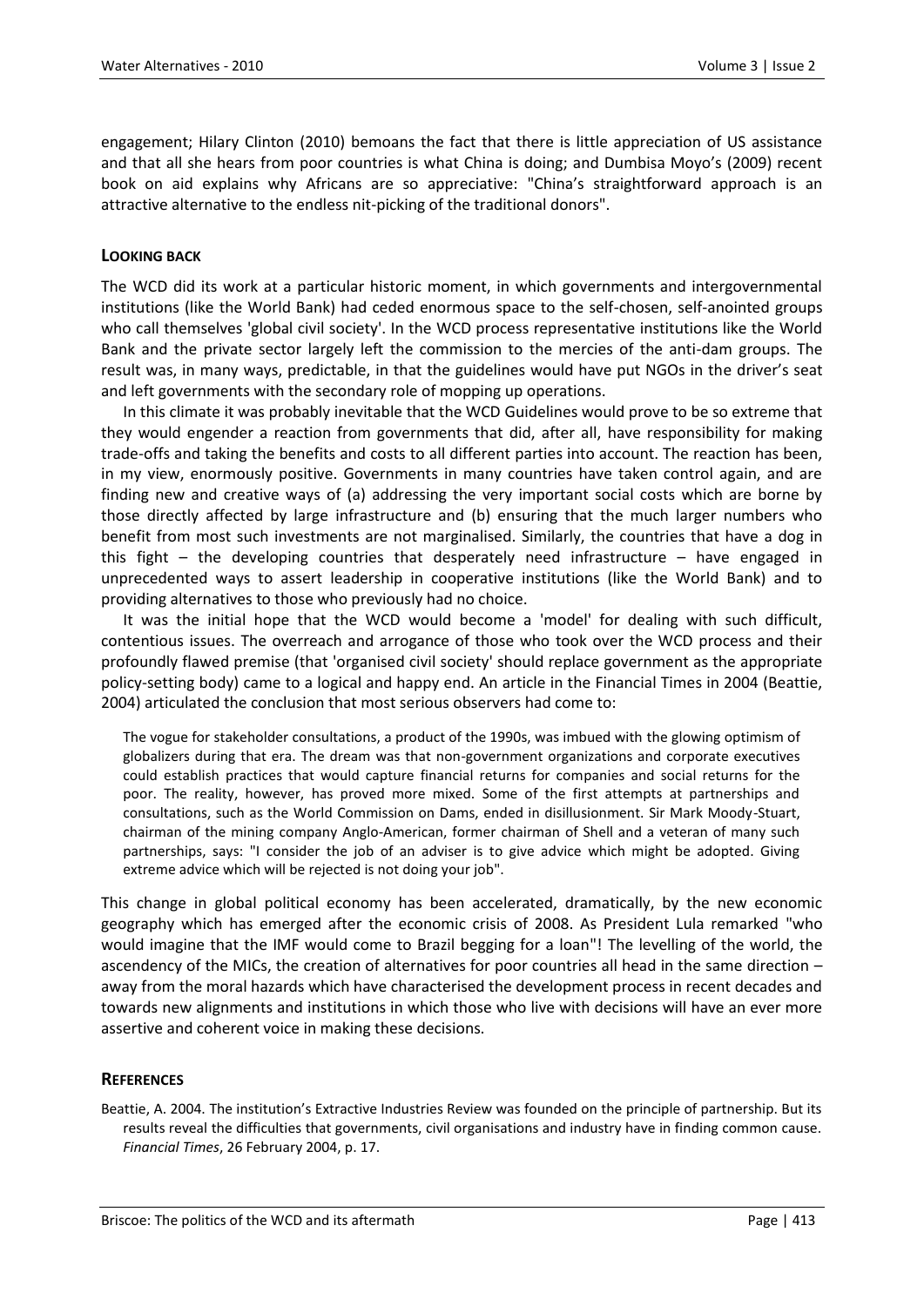engagement; Hilary Clinton (2010) bemoans the fact that there is little appreciation of US assistance and that all she hears from poor countries is what China is doing; and Dumbisa Moyo's (2009) recent book on aid explains why Africans are so appreciative: "China's straightforward approach is an attractive alternative to the endless nit-picking of the traditional donors".

## LOOKING BACK

The WCD did its work at a particular historic moment, in which governments and intergovernmental institutions (like the World Bank) had ceded enormous space to the self-chosen, self-anointed groups who call themselves 'global civil society'. In the WCD process representative institutions like the World Bank and the private sector largely left the commission to the mercies of the anti-dam groups. The result was, in many ways, predictable, in that the guidelines would have put NGOs in the driver's seat and left governments with the secondary role of mopping up operations.

In this climate it was probably inevitable that the WCD Guidelines would prove to be so extreme that they would engender a reaction from governments that did, after all, have responsibility for making trade-offs and taking the benefits and costs to all different parties into account. The reaction has been, in my view, enormously positive. Governments in many countries have taken control again, and are finding new and creative ways of (a) addressing the very important social costs which are borne by those directly affected by large infrastructure and (b) ensuring that the much larger numbers who benefit from most such investments are not marginalised. Similarly, the countries that have a dog in this fight – the developing countries that desperately need infrastructure – have engaged in unprecedented ways to assert leadership in cooperative institutions (like the World Bank) and to providing alternatives to those who previously had no choice.

It was the initial hope that the WCD would become a 'model' for dealing with such difficult, contentious issues. The overreach and arrogance of those who took over the WCD process and their profoundly flawed premise (that 'organised civil society' should replace government as the appropriate policy-setting body) came to a logical and happy end. An article in the Financial Times in 2004 (Beattie, 2004) articulated the conclusion that most serious observers had come to:

> The vogue for stakeholder consultations, a product of the 1990s, was imbued with the glowing optimism of globalizers during that era. The dream was that non-government organizations and corporate executives could establish practices that would capture financial returns for companies and social returns for the poor. The reality, however, has proved more mixed. Some of the first attempts at partnerships and consultations, such as the World Commission on Dams, ended in disillusionment. Sir Mark Moody-Stuart, chairman of the mining company Anglo-American, former chairman of Shell and a veteran of many such partnerships, says: "I consider the job of an adviser is to give advice which might be adopted. Giving extreme advice which will be rejected is not doing your job".

This change in global political economy has been accelerated, dramatically, by the new economic geography which has emerged after the economic crisis of 2008. As President Lula remarked "who would imagine that the IMF would come to Brazil begging for a loan"! The levelling of the world, the ascendency of the MICs, the creation of alternatives for poor countries all head in the same direction – away from the moral hazards which have characterised the development process in recent decades and towards new alignments and institutions in which those who live with decisions will have an ever more assertive and coherent voice in making these decisions.

## REFERENCES

Beattie, A. 2004. The institution's Extractive Industries Review was founded on the principle of partnership. But its results reveal the difficulties that governments, civil organisations and industry have in finding common cause. *Financial Times*, 26 February 2004, p. 17.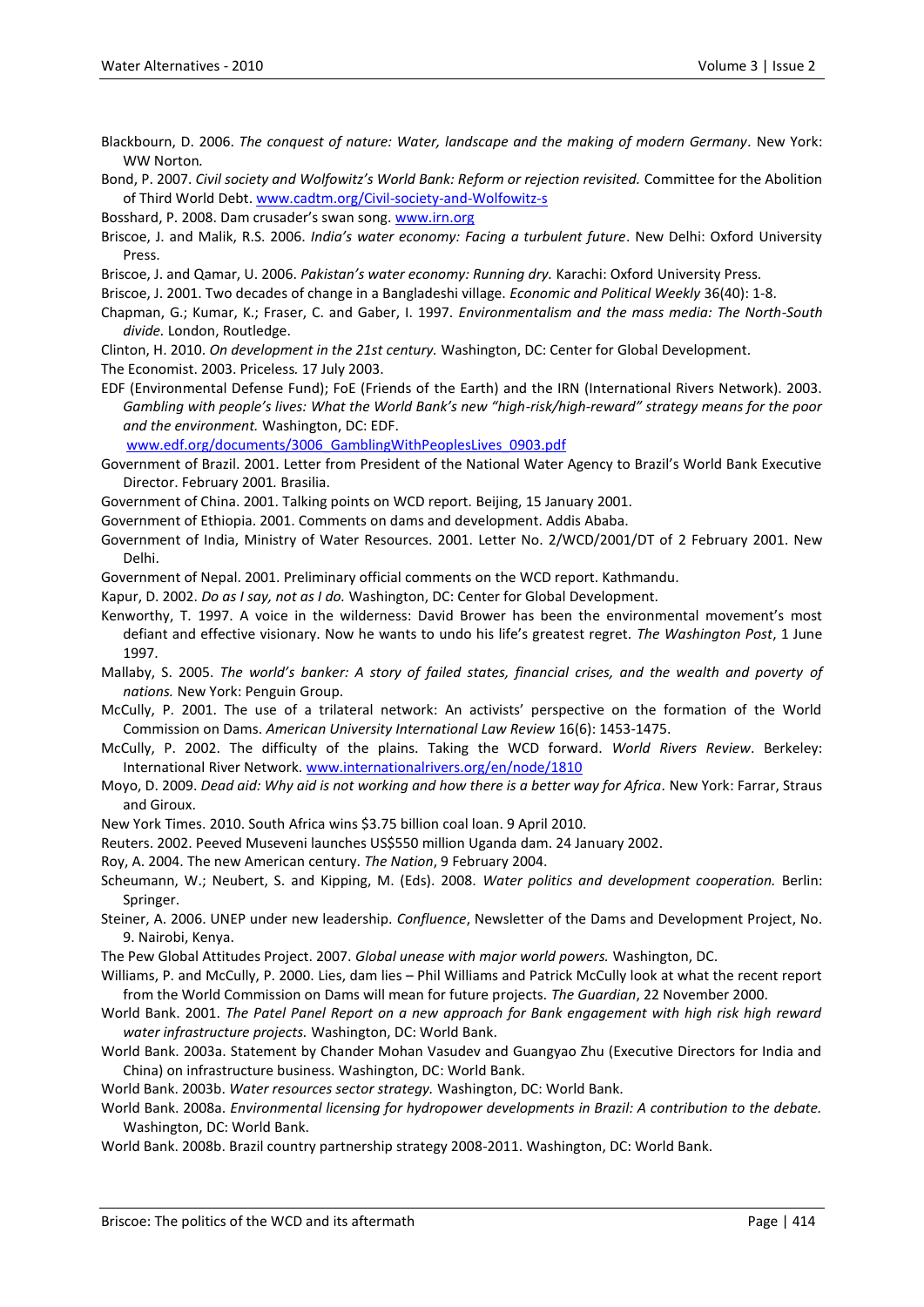Blackbourn, D. 2006. *The conquest of nature: Water, landscape and the making of modern Germany*. New York: WW Norton.

Bond, P. 2007. *Civil society and Wolfowitz's World Bank: Reform or rejection revisited.* Committee for the Abolition of Third World Debt. www.cadtm.org/Civil-society-and-Wolfowitz-s

Bosshard, P. 2008. Dam crusader's swan song. www.irn.org

Briscoe, J. and Malik, R.S. 2006. *India's water economy: Facing a turbulent future*. New Delhi: Oxford University Press.

Briscoe, J. and Qamar, U. 2006. *Pakistan's water economy: Running dry.* Karachi: Oxford University Press.

Briscoe, J. 2001. Two decades of change in a Bangladeshi village. *Economic and Political Weekly* 36(40): 1-8.

Chapman, G.; Kumar, K.; Fraser, C. and Gaber, I. 1997. *Environmentalism and the mass media: The North-South divide.* London, Routledge.

Clinton, H. 2010. *On development in the 21st century.* Washington, DC: Center for Global Development.

The Economist. 2003. Priceless. 17 July 2003.

EDF (Environmental Defense Fund); FoE (Friends of the Earth) and the IRN (International Rivers Network). 2003. *Gambling with people's lives: What the World Bank's new "high-risk/high-reward" strategy means for the poor and the environment.* Washington, DC: EDF. www.edf.org/documents/3006_GamblingWithPeoplesLives_0903.pdf

Government of Brazil. 2001. Letter from President of the National Water Agency to Brazil's World Bank Executive Director. February 2001. Brasilia.

Government of China. 2001. Talking points on WCD report. Beijing, 15 January 2001.

Government of Ethiopia. 2001. Comments on dams and development. Addis Ababa.

Government of India, Ministry of Water Resources. 2001. Letter No. 2/WCD/2001/DT of 2 February 2001. New Delhi.

Government of Nepal. 2001. Preliminary official comments on the WCD report. Kathmandu.

Kapur, D. 2002. *Do as I say, not as I do.* Washington, DC: Center for Global Development.

Kenworthy, T. 1997. A voice in the wilderness: David Brower has been the environmental movement's most defiant and effective visionary. Now he wants to undo his life's greatest regret. *The Washington Post*, 1 June 1997.

Mallaby, S. 2005. *The world's banker: A story of failed states, financial crises, and the wealth and poverty of nations.* New York: Penguin Group.

McCully, P. 2001. The use of a trilateral network: An activists' perspective on the formation of the World Commission on Dams. *American University International Law Review* 16(6): 1453-1475.

McCully, P. 2002. The difficulty of the plains. Taking the WCD forward. *World Rivers Review*. Berkeley: International River Network. www.internationalrivers.org/en/node/1810

Moyo, D. 2009. *Dead aid: Why aid is not working and how there is a better way for Africa*. New York: Farrar, Straus and Giroux.

New York Times. 2010. South Africa wins $3.75 billion coal loan. 9 April 2010.

Reuters. 2002. Peeved Museveni launches US$550 million Uganda dam. 24 January 2002.

Roy, A. 2004. The new American century. *The Nation*, 9 February 2004.

Scheumann, W.; Neubert, S. and Kipping, M. (Eds). 2008. *Water politics and development cooperation.* Berlin: Springer.

Steiner, A. 2006. UNEP under new leadership. *Confluence*, Newsletter of the Dams and Development Project, No. 9. Nairobi, Kenya.

The Pew Global Attitudes Project. 2007. *Global unease with major world powers.* Washington, DC.

Williams, P. and McCully, P. 2000. Lies, dam lies – Phil Williams and Patrick McCully look at what the recent report from the World Commission on Dams will mean for future projects. *The Guardian*, 22 November 2000.

World Bank. 2001. *The Patel Panel Report on a new approach for Bank engagement with high risk high reward water infrastructure projects.* Washington, DC: World Bank.

World Bank. 2003a. Statement by Chander Mohan Vasudev and Guangyao Zhu (Executive Directors for India and China) on infrastructure business. Washington, DC: World Bank.

World Bank. 2003b. *Water resources sector strategy.* Washington, DC: World Bank.

World Bank. 2008a. *Environmental licensing for hydropower developments in Brazil: A contribution to the debate.* Washington, DC: World Bank.

World Bank. 2008b. Brazil country partnership strategy 2008-2011. Washington, DC: World Bank.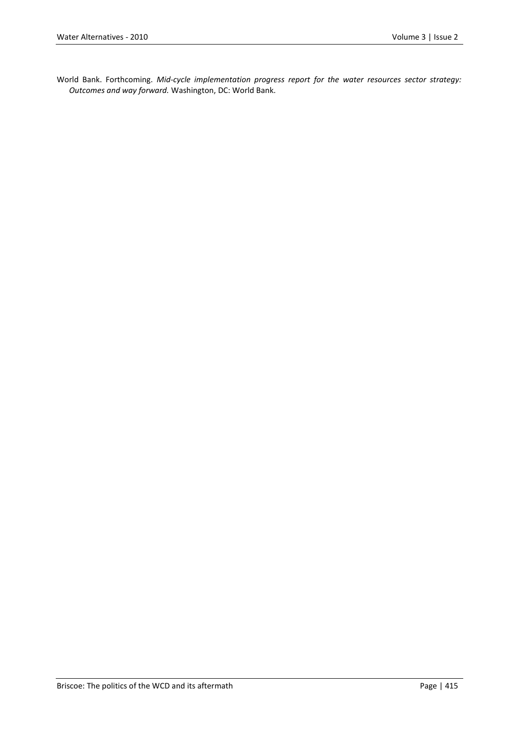World Bank. Forthcoming. *Mid-cycle implementation progress report for the water resources sector strategy: Outcomes and way forward.* Washington, DC: World Bank.